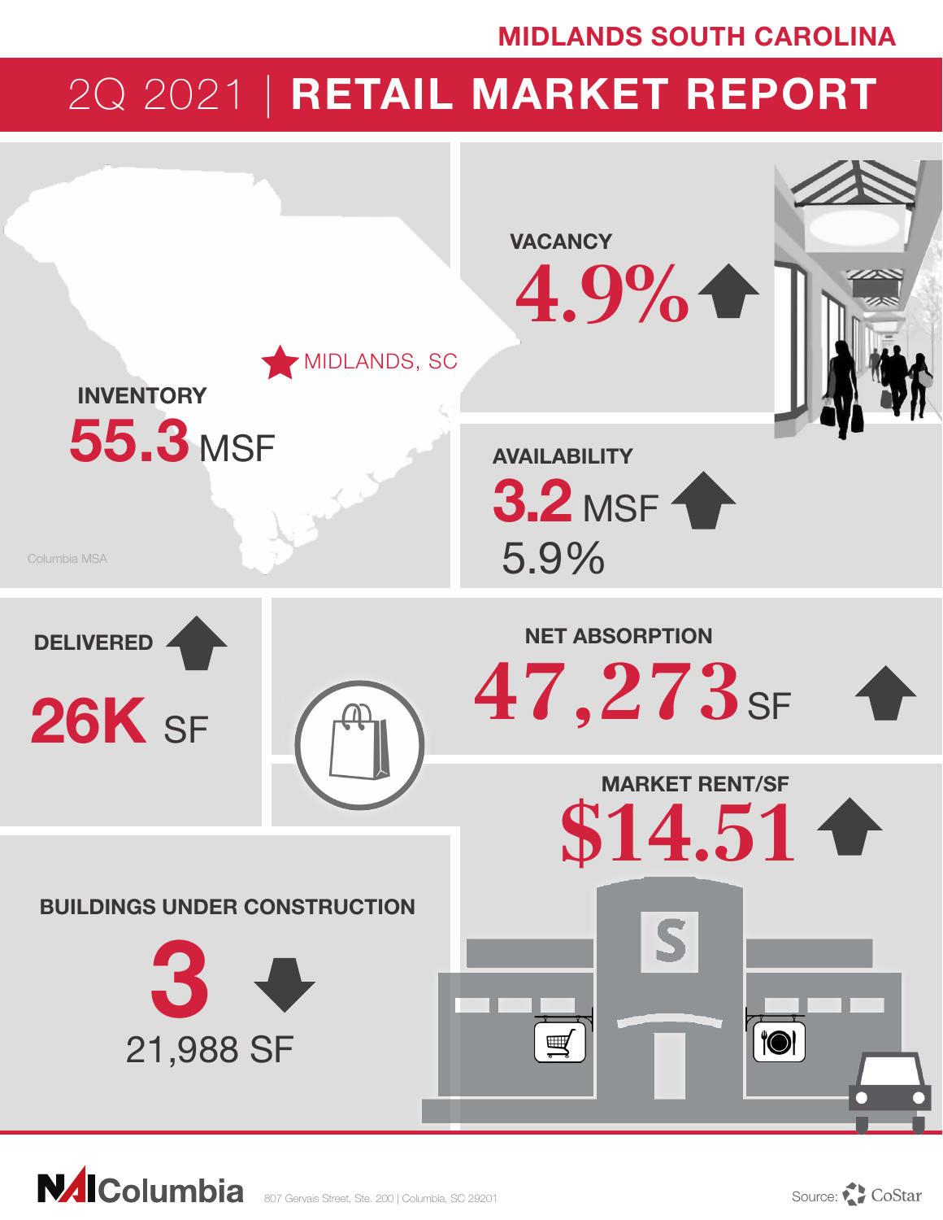MIDLANDS SOUTH CAROLINA

# 2Q 2021 | RETAIL MARKET REPORT

MIDLANDS, SC

**INVENTORY**
55.3 MSF

Columbia MSA

**VACANCY**
4.9% ↑

**AVAILABILITY**
3.2 MSF ↑
5.9%

**DELIVERED** ↑
26K SF

**NET ABSORPTION**
47,273 SF ↑

**MARKET RENT/SF**
$14.51 ↑

**BUILDINGS UNDER CONSTRUCTION**
3 ↓
21,988 SF

NAI Columbia 807 Gervais Street, Ste. 200 | Columbia, SC 29201

Source: CoStar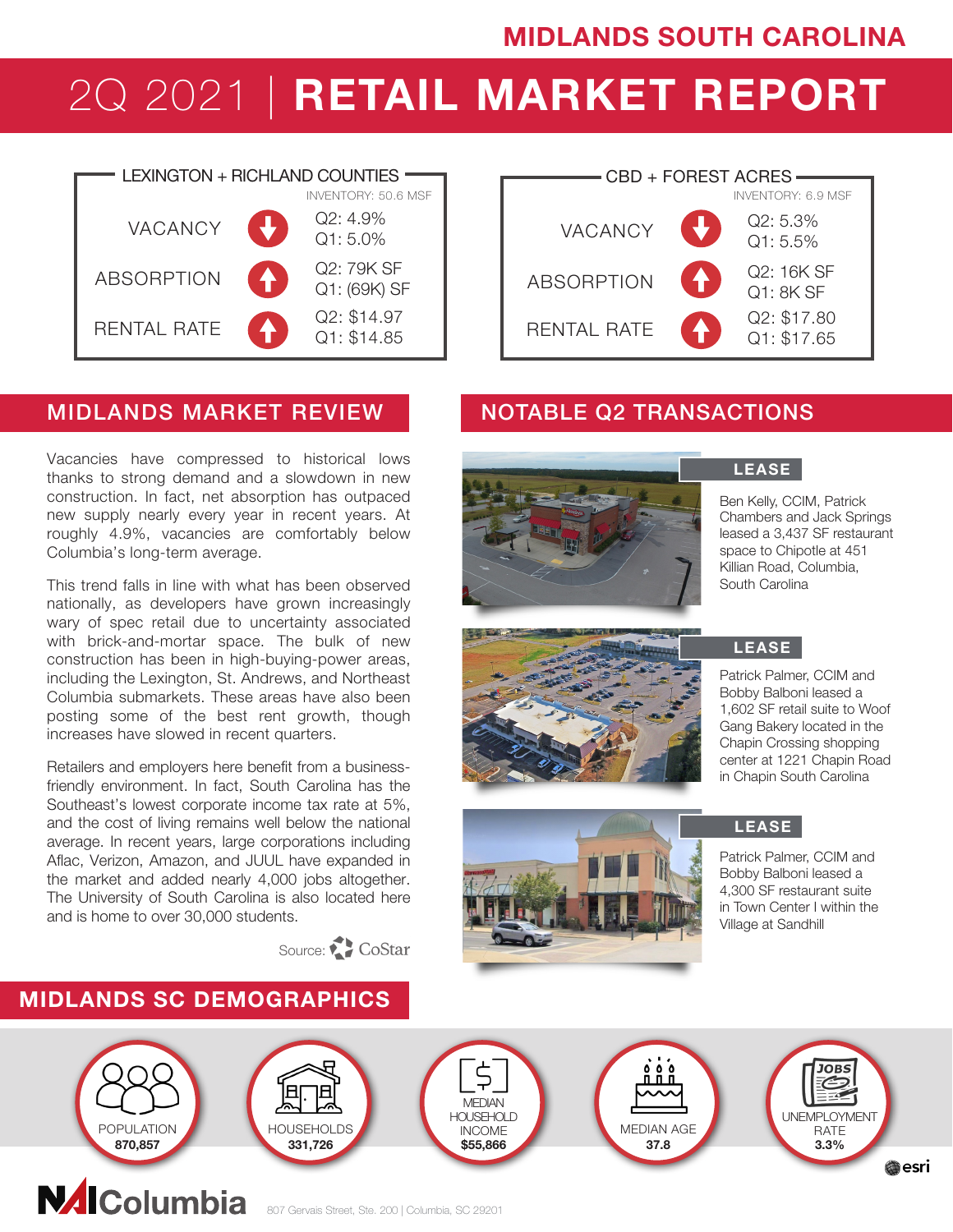# MIDLANDS SOUTH CAROLINA

# 2Q 2021 | RETAIL MARKET REPORT

## LEXINGTON + RICHLAND COUNTIES

INVENTORY: 50.6 MSF

| Metric | Trend | Values |
|---|---|---|
| VACANCY | ↓ | Q2: 4.9%<br>Q1: 5.0% |
| ABSORPTION | ↑ | Q2: 79K SF<br>Q1: (69K) SF |
| RENTAL RATE | ↑ | Q2: $14.97<br>Q1: $14.85 |

## CBD + FOREST ACRES

INVENTORY: 6.9 MSF

| Metric | Trend | Values |
|---|---|---|
| VACANCY | ↓ | Q2: 5.3%<br>Q1: 5.5% |
| ABSORPTION | ↑ | Q2: 16K SF<br>Q1: 8K SF |
| RENTAL RATE | ↑ | Q2: $17.80<br>Q1: $17.65 |

## MIDLANDS MARKET REVIEW

Vacancies have compressed to historical lows thanks to strong demand and a slowdown in new construction. In fact, net absorption has outpaced new supply nearly every year in recent years. At roughly 4.9%, vacancies are comfortably below Columbia's long-term average.

This trend falls in line with what has been observed nationally, as developers have grown increasingly wary of spec retail due to uncertainty associated with brick-and-mortar space. The bulk of new construction has been in high-buying-power areas, including the Lexington, St. Andrews, and Northeast Columbia submarkets. These areas have also been posting some of the best rent growth, though increases have slowed in recent quarters.

Retailers and employers here benefit from a business-friendly environment. In fact, South Carolina has the Southeast's lowest corporate income tax rate at 5%, and the cost of living remains well below the national average. In recent years, large corporations including Aflac, Verizon, Amazon, and JUUL have expanded in the market and added nearly 4,000 jobs altogether. The University of South Carolina is also located here and is home to over 30,000 students.

Source: CoStar

## NOTABLE Q2 TRANSACTIONS

**LEASE**

Ben Kelly, CCIM, Patrick Chambers and Jack Springs leased a 3,437 SF restaurant space to Chipotle at 451 Killian Road, Columbia, South Carolina

**LEASE**

Patrick Palmer, CCIM and Bobby Balboni leased a 1,602 SF retail suite to Woof Gang Bakery located in the Chapin Crossing shopping center at 1221 Chapin Road in Chapin South Carolina

**LEASE**

Patrick Palmer, CCIM and Bobby Balboni leased a 4,300 SF restaurant suite in Town Center I within the Village at Sandhill

## MIDLANDS SC DEMOGRAPHICS

| POPULATION | HOUSEHOLDS | MEDIAN HOUSEHOLD INCOME | MEDIAN AGE | UNEMPLOYMENT RATE |
|---|---|---|---|---|
| 870,857 | 331,726 | $55,866 | 37.8 | 3.3% |

esri

NAI Columbia

807 Gervais Street, Ste. 200 | Columbia, SC 29201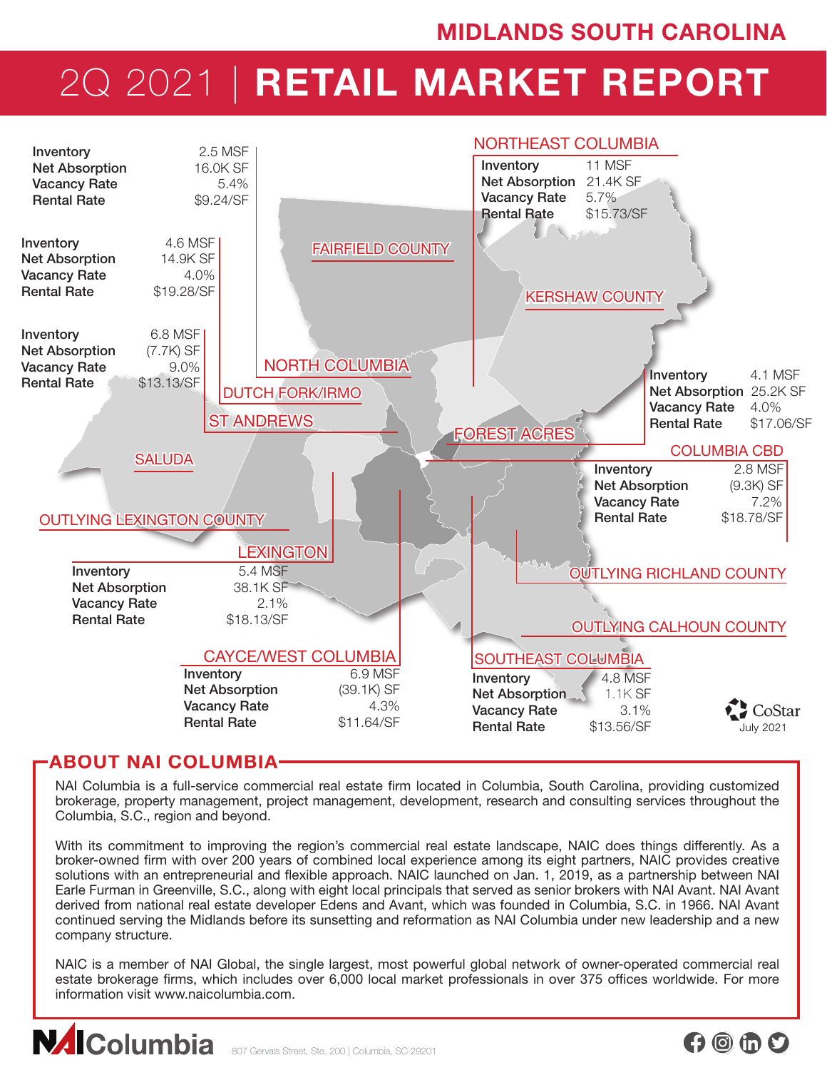# MIDLANDS SOUTH CAROLINA

# 2Q 2021 | RETAIL MARKET REPORT

FAIRFIELD COUNTY

KERSHAW COUNTY

SALUDA

OUTLYING LEXINGTON COUNTY

OUTLYING RICHLAND COUNTY

OUTLYING CALHOUN COUNTY

### NORTH COLUMBIA

| | |
|---|---|
| Inventory | 2.5 MSF |
| Net Absorption | 16.0K SF |
| Vacancy Rate | 5.4% |
| Rental Rate | $9.24/SF |

### DUTCH FORK/IRMO

| | |
|---|---|
| Inventory | 4.6 MSF |
| Net Absorption | 14.9K SF |
| Vacancy Rate | 4.0% |
| Rental Rate | $19.28/SF |

### ST ANDREWS

| | |
|---|---|
| Inventory | 6.8 MSF |
| Net Absorption | (7.7K) SF |
| Vacancy Rate | 9.0% |
| Rental Rate | $13.13/SF |

### NORTHEAST COLUMBIA

| | |
|---|---|
| Inventory | 11 MSF |
| Net Absorption | 21.4K SF |
| Vacancy Rate | 5.7% |
| Rental Rate | $15.73/SF |

### FOREST ACRES

| | |
|---|---|
| Inventory | 4.1 MSF |
| Net Absorption | 25.2K SF |
| Vacancy Rate | 4.0% |
| Rental Rate | $17.06/SF |

### COLUMBIA CBD

| | |
|---|---|
| Inventory | 2.8 MSF |
| Net Absorption | (9.3K) SF |
| Vacancy Rate | 7.2% |
| Rental Rate | $18.78/SF |

### LEXINGTON

| | |
|---|---|
| Inventory | 5.4 MSF |
| Net Absorption | 38.1K SF |
| Vacancy Rate | 2.1% |
| Rental Rate | $18.13/SF |

### CAYCE/WEST COLUMBIA

| | |
|---|---|
| Inventory | 6.9 MSF |
| Net Absorption | (39.1K) SF |
| Vacancy Rate | 4.3% |
| Rental Rate | $11.64/SF |

### SOUTHEAST COLUMBIA

| | |
|---|---|
| Inventory | 4.8 MSF |
| Net Absorption | 1.1K SF |
| Vacancy Rate | 3.1% |
| Rental Rate | $13.56/SF |

CoStar
July 2021

## ABOUT NAI COLUMBIA

NAI Columbia is a full-service commercial real estate firm located in Columbia, South Carolina, providing customized brokerage, property management, project management, development, research and consulting services throughout the Columbia, S.C., region and beyond.

With its commitment to improving the region's commercial real estate landscape, NAIC does things differently. As a broker-owned firm with over 200 years of combined local experience among its eight partners, NAIC provides creative solutions with an entrepreneurial and flexible approach. NAIC launched on Jan. 1, 2019, as a partnership between NAI Earle Furman in Greenville, S.C., along with eight local principals that served as senior brokers with NAI Avant. NAI Avant derived from national real estate developer Edens and Avant, which was founded in Columbia, S.C. in 1966. NAI Avant continued serving the Midlands before its sunsetting and reformation as NAI Columbia under new leadership and a new company structure.

NAIC is a member of NAI Global, the single largest, most powerful global network of owner-operated commercial real estate brokerage firms, which includes over 6,000 local market professionals in over 375 offices worldwide. For more information visit www.naicolumbia.com.

NAI Columbia 807 Gervais Street, Ste. 200 | Columbia, SC 29201